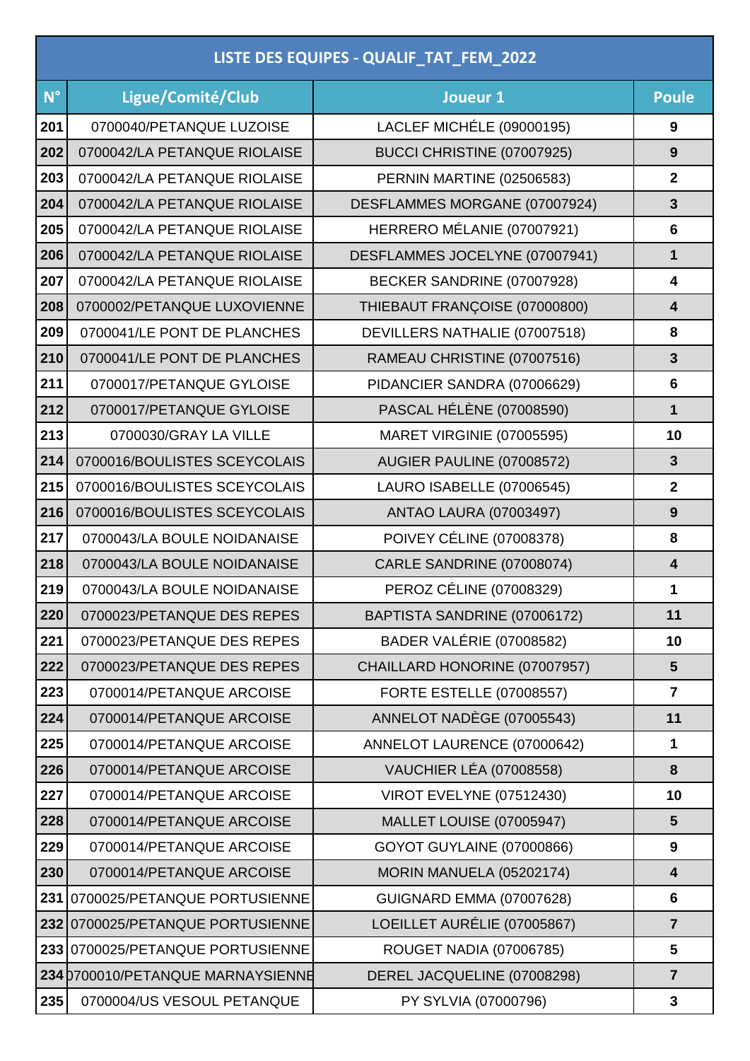| LISTE DES EQUIPES - QUALIF_TAT_FEM_2022 | | | |
|---|---|---|---|
| **N°** | **Ligue/Comité/Club** | **Joueur 1** | **Poule** |
| 201 | 0700040/PETANQUE LUZOISE | LACLEF MICHÉLE (09000195) | 9 |
| 202 | 0700042/LA PETANQUE RIOLAISE | BUCCI CHRISTINE (07007925) | 9 |
| 203 | 0700042/LA PETANQUE RIOLAISE | PERNIN MARTINE (02506583) | 2 |
| 204 | 0700042/LA PETANQUE RIOLAISE | DESFLAMMES MORGANE (07007924) | 3 |
| 205 | 0700042/LA PETANQUE RIOLAISE | HERRERO MÉLANIE (07007921) | 6 |
| 206 | 0700042/LA PETANQUE RIOLAISE | DESFLAMMES JOCELYNE (07007941) | 1 |
| 207 | 0700042/LA PETANQUE RIOLAISE | BECKER SANDRINE (07007928) | 4 |
| 208 | 0700002/PETANQUE LUXOVIENNE | THIEBAUT FRANÇOISE (07000800) | 4 |
| 209 | 0700041/LE PONT DE PLANCHES | DEVILLERS NATHALIE (07007518) | 8 |
| 210 | 0700041/LE PONT DE PLANCHES | RAMEAU CHRISTINE (07007516) | 3 |
| 211 | 0700017/PETANQUE GYLOISE | PIDANCIER SANDRA (07006629) | 6 |
| 212 | 0700017/PETANQUE GYLOISE | PASCAL HÉLÈNE (07008590) | 1 |
| 213 | 0700030/GRAY LA VILLE | MARET VIRGINIE (07005595) | 10 |
| 214 | 0700016/BOULISTES SCEYCOLAIS | AUGIER PAULINE (07008572) | 3 |
| 215 | 0700016/BOULISTES SCEYCOLAIS | LAURO ISABELLE (07006545) | 2 |
| 216 | 0700016/BOULISTES SCEYCOLAIS | ANTAO LAURA (07003497) | 9 |
| 217 | 0700043/LA BOULE NOIDANAISE | POIVEY CÉLINE (07008378) | 8 |
| 218 | 0700043/LA BOULE NOIDANAISE | CARLE SANDRINE (07008074) | 4 |
| 219 | 0700043/LA BOULE NOIDANAISE | PEROZ CÉLINE (07008329) | 1 |
| 220 | 0700023/PETANQUE DES REPES | BAPTISTA SANDRINE (07006172) | 11 |
| 221 | 0700023/PETANQUE DES REPES | BADER VALÉRIE (07008582) | 10 |
| 222 | 0700023/PETANQUE DES REPES | CHAILLARD HONORINE (07007957) | 5 |
| 223 | 0700014/PETANQUE ARCOISE | FORTE ESTELLE (07008557) | 7 |
| 224 | 0700014/PETANQUE ARCOISE | ANNELOT NADÈGE (07005543) | 11 |
| 225 | 0700014/PETANQUE ARCOISE | ANNELOT LAURENCE (07000642) | 1 |
| 226 | 0700014/PETANQUE ARCOISE | VAUCHIER LÉA (07008558) | 8 |
| 227 | 0700014/PETANQUE ARCOISE | VIROT EVELYNE (07512430) | 10 |
| 228 | 0700014/PETANQUE ARCOISE | MALLET LOUISE (07005947) | 5 |
| 229 | 0700014/PETANQUE ARCOISE | GOYOT GUYLAINE (07000866) | 9 |
| 230 | 0700014/PETANQUE ARCOISE | MORIN MANUELA (05202174) | 4 |
| 231 | 0700025/PETANQUE PORTUSIENNE | GUIGNARD EMMA (07007628) | 6 |
| 232 | 0700025/PETANQUE PORTUSIENNE | LOEILLET AURÉLIE (07005867) | 7 |
| 233 | 0700025/PETANQUE PORTUSIENNE | ROUGET NADIA (07006785) | 5 |
| 234 | 0700010/PETANQUE MARNAYSIENNE | DEREL JACQUELINE (07008298) | 7 |
| 235 | 0700004/US VESOUL PETANQUE | PY SYLVIA (07000796) | 3 |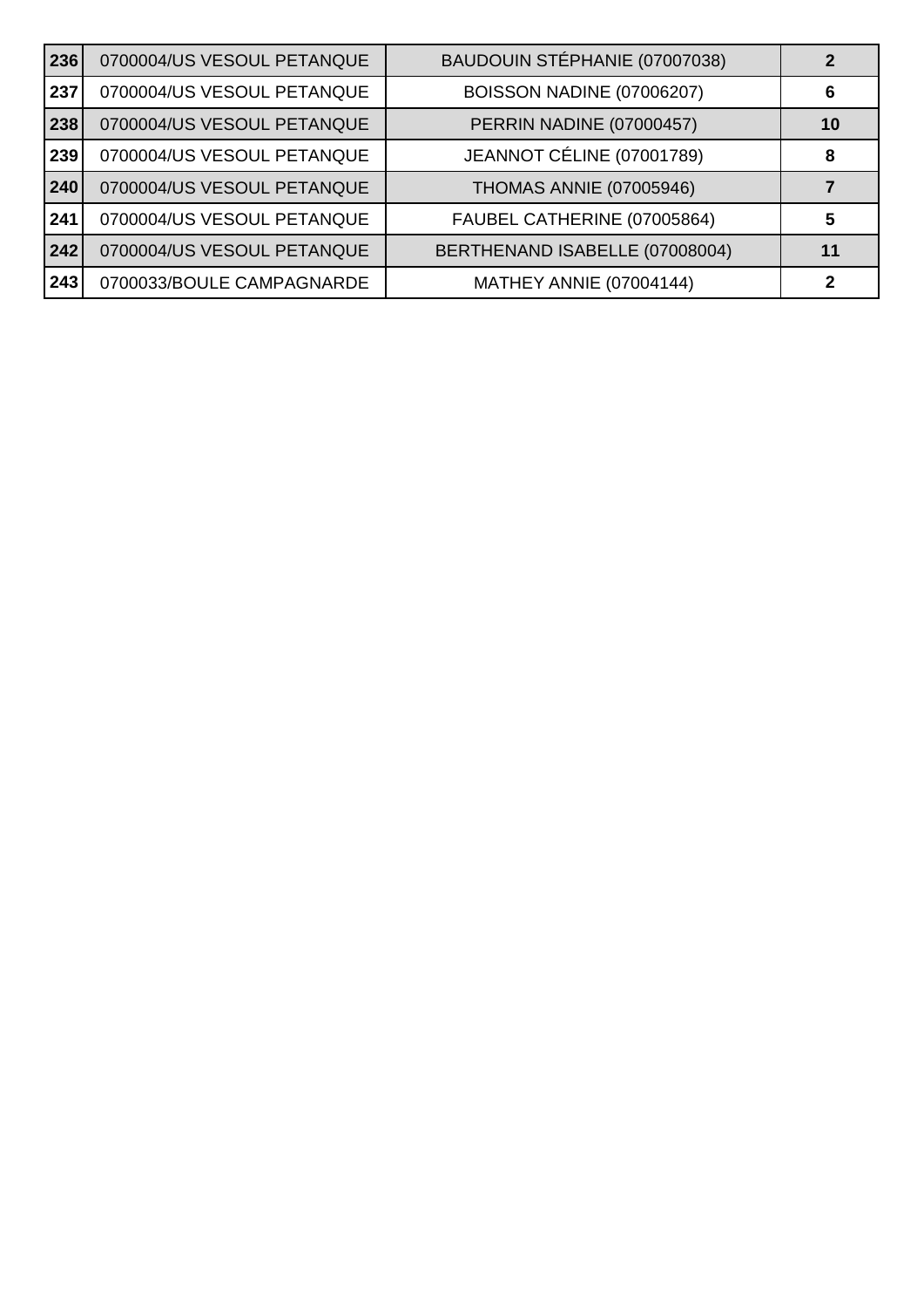| | | | |
|---|---|---|---|
| **236** | 0700004/US VESOUL PETANQUE | BAUDOUIN STÉPHANIE (07007038) | **2** |
| **237** | 0700004/US VESOUL PETANQUE | BOISSON NADINE (07006207) | **6** |
| **238** | 0700004/US VESOUL PETANQUE | PERRIN NADINE (07000457) | **10** |
| **239** | 0700004/US VESOUL PETANQUE | JEANNOT CÉLINE (07001789) | **8** |
| **240** | 0700004/US VESOUL PETANQUE | THOMAS ANNIE (07005946) | **7** |
| **241** | 0700004/US VESOUL PETANQUE | FAUBEL CATHERINE (07005864) | **5** |
| **242** | 0700004/US VESOUL PETANQUE | BERTHENAND ISABELLE (07008004) | **11** |
| **243** | 0700033/BOULE CAMPAGNARDE | MATHEY ANNIE (07004144) | **2** |